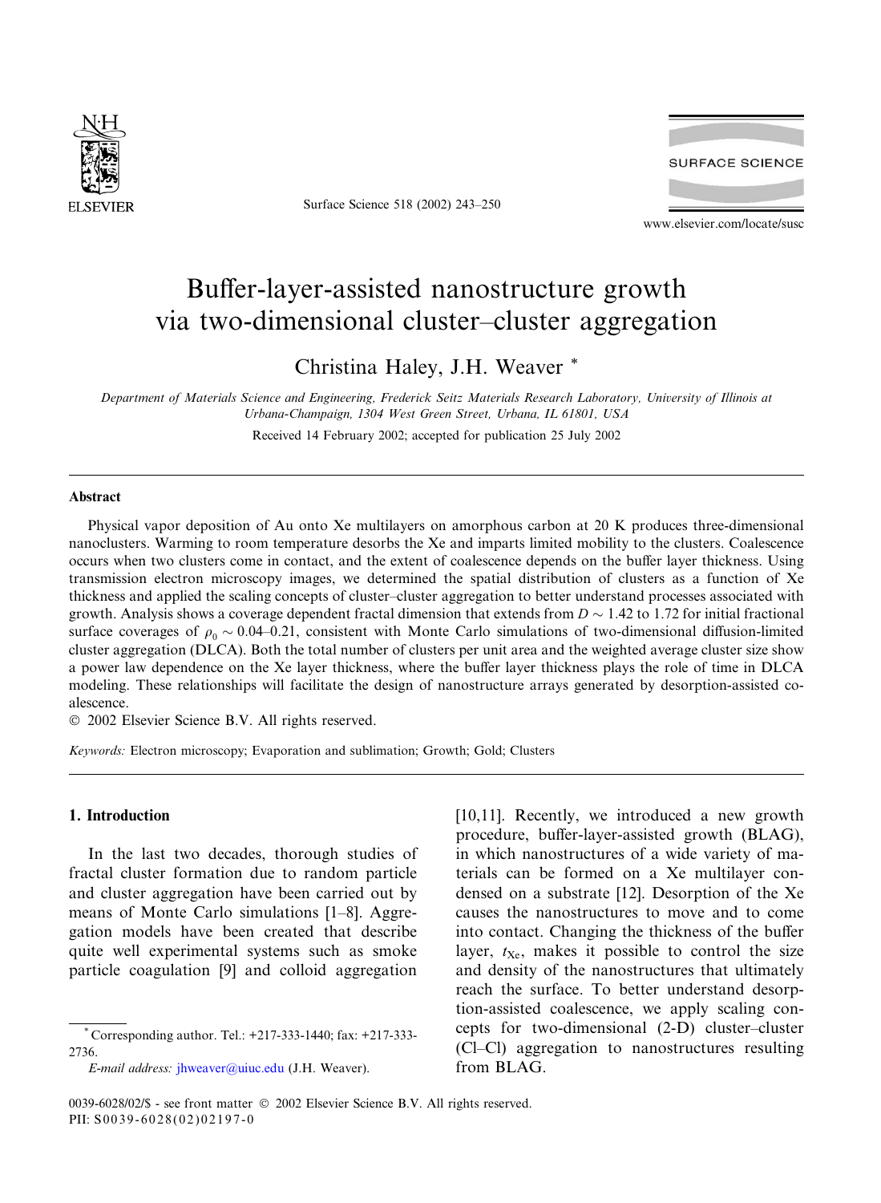# Buffer-layer-assisted nanostructure growth via two-dimensional cluster–cluster aggregation

Christina Haley, J.H. Weaver *

*Department of Materials Science and Engineering, Frederick Seitz Materials Research Laboratory, University of Illinois at Urbana-Champaign, 1304 West Green Street, Urbana, IL 61801, USA*

Received 14 February 2002; accepted for publication 25 July 2002

## Abstract

Physical vapor deposition of Au onto Xe multilayers on amorphous carbon at 20 K produces three-dimensional nanoclusters. Warming to room temperature desorbs the Xe and imparts limited mobility to the clusters. Coalescence occurs when two clusters come in contact, and the extent of coalescence depends on the buffer layer thickness. Using transmission electron microscopy images, we determined the spatial distribution of clusters as a function of Xe thickness and applied the scaling concepts of cluster–cluster aggregation to better understand processes associated with growth. Analysis shows a coverage dependent fractal dimension that extends from $D \sim 1.42$ to 1.72 for initial fractional surface coverages of $\rho_0 \sim 0.04$–0.21, consistent with Monte Carlo simulations of two-dimensional diffusion-limited cluster aggregation (DLCA). Both the total number of clusters per unit area and the weighted average cluster size show a power law dependence on the Xe layer thickness, where the buffer layer thickness plays the role of time in DLCA modeling. These relationships will facilitate the design of nanostructure arrays generated by desorption-assisted coalescence.

© 2002 Elsevier Science B.V. All rights reserved.

*Keywords:* Electron microscopy; Evaporation and sublimation; Growth; Gold; Clusters

## 1. Introduction

In the last two decades, thorough studies of fractal cluster formation due to random particle and cluster aggregation have been carried out by means of Monte Carlo simulations [1–8]. Aggregation models have been created that describe quite well experimental systems such as smoke particle coagulation [9] and colloid aggregation [10,11]. Recently, we introduced a new growth procedure, buffer-layer-assisted growth (BLAG), in which nanostructures of a wide variety of materials can be formed on a Xe multilayer condensed on a substrate [12]. Desorption of the Xe causes the nanostructures to move and to come into contact. Changing the thickness of the buffer layer, $t_{Xe}$, makes it possible to control the size and density of the nanostructures that ultimately reach the surface. To better understand desorption-assisted coalescence, we apply scaling concepts for two-dimensional (2-D) cluster–cluster (Cl–Cl) aggregation to nanostructures resulting from BLAG.

* Corresponding author. Tel.: +217-333-1440; fax: +217-333-2736.
*E-mail address:* jhweaver@uiuc.edu (J.H. Weaver).

0039-6028/02/$ - see front matter © 2002 Elsevier Science B.V. All rights reserved.
PII: S0039-6028(02)02197-0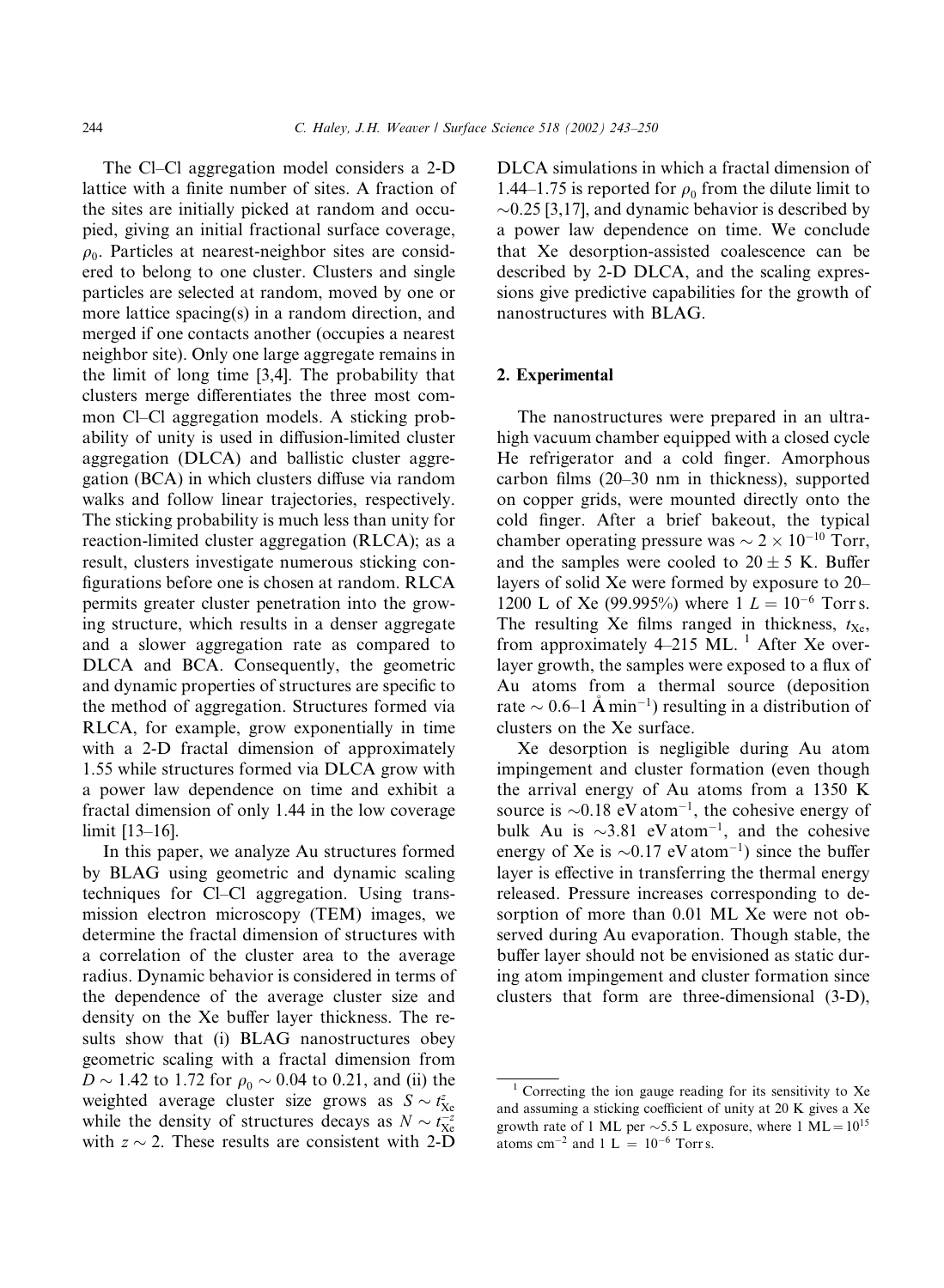The Cl–Cl aggregation model considers a 2-D lattice with a finite number of sites. A fraction of the sites are initially picked at random and occupied, giving an initial fractional surface coverage, $\rho_0$. Particles at nearest-neighbor sites are considered to belong to one cluster. Clusters and single particles are selected at random, moved by one or more lattice spacing(s) in a random direction, and merged if one contacts another (occupies a nearest neighbor site). Only one large aggregate remains in the limit of long time [3,4]. The probability that clusters merge differentiates the three most common Cl–Cl aggregation models. A sticking probability of unity is used in diffusion-limited cluster aggregation (DLCA) and ballistic cluster aggregation (BCA) in which clusters diffuse via random walks and follow linear trajectories, respectively. The sticking probability is much less than unity for reaction-limited cluster aggregation (RLCA); as a result, clusters investigate numerous sticking configurations before one is chosen at random. RLCA permits greater cluster penetration into the growing structure, which results in a denser aggregate and a slower aggregation rate as compared to DLCA and BCA. Consequently, the geometric and dynamic properties of structures are specific to the method of aggregation. Structures formed via RLCA, for example, grow exponentially in time with a 2-D fractal dimension of approximately 1.55 while structures formed via DLCA grow with a power law dependence on time and exhibit a fractal dimension of only 1.44 in the low coverage limit [13–16].

In this paper, we analyze Au structures formed by BLAG using geometric and dynamic scaling techniques for Cl–Cl aggregation. Using transmission electron microscopy (TEM) images, we determine the fractal dimension of structures with a correlation of the cluster area to the average radius. Dynamic behavior is considered in terms of the dependence of the average cluster size and density on the Xe buffer layer thickness. The results show that (i) BLAG nanostructures obey geometric scaling with a fractal dimension from $D \sim 1.42$ to 1.72 for $\rho_0 \sim 0.04$ to 0.21, and (ii) the weighted average cluster size grows as $S \sim t_{Xe}^z$ while the density of structures decays as $N \sim t_{Xe}^{-z}$ with $z \sim 2$. These results are consistent with 2-D DLCA simulations in which a fractal dimension of 1.44–1.75 is reported for $\rho_0$ from the dilute limit to $\sim$0.25 [3,17], and dynamic behavior is described by a power law dependence on time. We conclude that Xe desorption-assisted coalescence can be described by 2-D DLCA, and the scaling expressions give predictive capabilities for the growth of nanostructures with BLAG.

## 2. Experimental

The nanostructures were prepared in an ultrahigh vacuum chamber equipped with a closed cycle He refrigerator and a cold finger. Amorphous carbon films (20–30 nm in thickness), supported on copper grids, were mounted directly onto the cold finger. After a brief bakeout, the typical chamber operating pressure was $\sim 2 \times 10^{-10}$ Torr, and the samples were cooled to $20 \pm 5$ K. Buffer layers of solid Xe were formed by exposure to 20–1200 L of Xe (99.995%) where 1 $L = 10^{-6}$ Torr s. The resulting Xe films ranged in thickness, $t_{Xe}$, from approximately 4–215 ML. [1] After Xe overlayer growth, the samples were exposed to a flux of Au atoms from a thermal source (deposition rate $\sim$ 0.6–1 Å min$^{-1}$) resulting in a distribution of clusters on the Xe surface.

Xe desorption is negligible during Au atom impingement and cluster formation (even though the arrival energy of Au atoms from a 1350 K source is $\sim$0.18 eV atom$^{-1}$, the cohesive energy of bulk Au is $\sim$3.81 eV atom$^{-1}$, and the cohesive energy of Xe is $\sim$0.17 eV atom$^{-1}$) since the buffer layer is effective in transferring the thermal energy released. Pressure increases corresponding to desorption of more than 0.01 ML Xe were not observed during Au evaporation. Though stable, the buffer layer should not be envisioned as static during atom impingement and cluster formation since clusters that form are three-dimensional (3-D),

[1] Correcting the ion gauge reading for its sensitivity to Xe and assuming a sticking coefficient of unity at 20 K gives a Xe growth rate of 1 ML per $\sim$5.5 L exposure, where 1 ML = $10^{15}$ atoms cm$^{-2}$ and 1 L = $10^{-6}$ Torr s.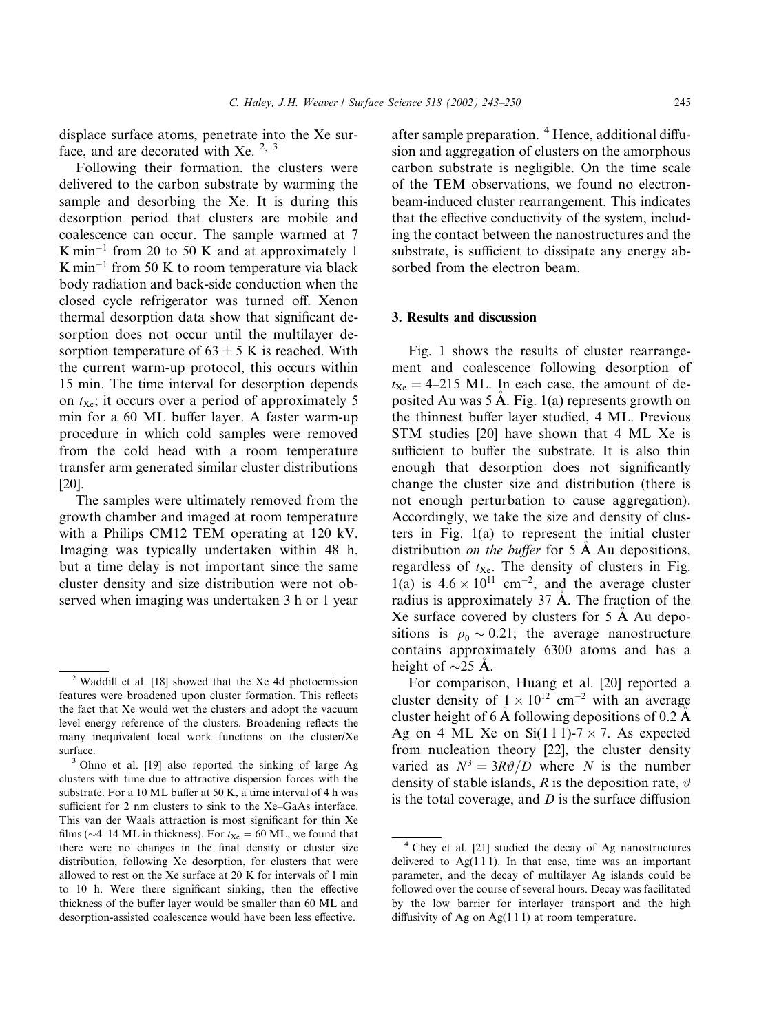displace surface atoms, penetrate into the Xe surface, and are decorated with Xe. [2,3]

Following their formation, the clusters were delivered to the carbon substrate by warming the sample and desorbing the Xe. It is during this desorption period that clusters are mobile and coalescence can occur. The sample warmed at 7 K $\mathrm{min}^{-1}$ from 20 to 50 K and at approximately 1 K $\mathrm{min}^{-1}$ from 50 K to room temperature via black body radiation and back-side conduction when the closed cycle refrigerator was turned off. Xenon thermal desorption data show that significant desorption does not occur until the multilayer desorption temperature of $63 \pm 5$ K is reached. With the current warm-up protocol, this occurs within 15 min. The time interval for desorption depends on $t_{\mathrm{Xe}}$; it occurs over a period of approximately 5 min for a 60 ML buffer layer. A faster warm-up procedure in which cold samples were removed from the cold head with a room temperature transfer arm generated similar cluster distributions [20].

The samples were ultimately removed from the growth chamber and imaged at room temperature with a Philips CM12 TEM operating at 120 kV. Imaging was typically undertaken within 48 h, but a time delay is not important since the same cluster density and size distribution were not observed when imaging was undertaken 3 h or 1 year after sample preparation. [4] Hence, additional diffusion and aggregation of clusters on the amorphous carbon substrate is negligible. On the time scale of the TEM observations, we found no electron-beam-induced cluster rearrangement. This indicates that the effective conductivity of the system, including the contact between the nanostructures and the substrate, is sufficient to dissipate any energy absorbed from the electron beam.

## 3. Results and discussion

Fig. 1 shows the results of cluster rearrangement and coalescence following desorption of $t_{\mathrm{Xe}} = 4$–215 ML. In each case, the amount of deposited Au was 5 Å. Fig. 1(a) represents growth on the thinnest buffer layer studied, 4 ML. Previous STM studies [20] have shown that 4 ML Xe is sufficient to buffer the substrate. It is also thin enough that desorption does not significantly change the cluster size and distribution (there is not enough perturbation to cause aggregation). Accordingly, we take the size and density of clusters in Fig. 1(a) to represent the initial cluster distribution *on the buffer* for 5 Å Au depositions, regardless of $t_{\mathrm{Xe}}$. The density of clusters in Fig. 1(a) is $4.6 \times 10^{11}$ $\mathrm{cm}^{-2}$, and the average cluster radius is approximately 37 Å. The fraction of the Xe surface covered by clusters for 5 Å Au depositions is $\rho_0 \sim 0.21$; the average nanostructure contains approximately 6300 atoms and has a height of $\sim$25 Å.

For comparison, Huang et al. [20] reported a cluster density of $1 \times 10^{12}$ $\mathrm{cm}^{-2}$ with an average cluster height of 6 Å following depositions of 0.2 Å Ag on 4 ML Xe on Si(1 1 1)-7 × 7. As expected from nucleation theory [22], the cluster density varied as $N^3 = 3R\vartheta/D$ where $N$ is the number density of stable islands, $R$ is the deposition rate, $\vartheta$ is the total coverage, and $D$ is the surface diffusion

---

[2] Waddill et al. [18] showed that the Xe 4d photoemission features were broadened upon cluster formation. This reflects the fact that Xe would wet the clusters and adopt the vacuum level energy reference of the clusters. Broadening reflects the many inequivalent local work functions on the cluster/Xe surface.

[3] Ohno et al. [19] also reported the sinking of large Ag clusters with time due to attractive dispersion forces with the substrate. For a 10 ML buffer at 50 K, a time interval of 4 h was sufficient for 2 nm clusters to sink to the Xe–GaAs interface. This van der Waals attraction is most significant for thin Xe films ($\sim$4–14 ML in thickness). For $t_{\mathrm{Xe}} = 60$ ML, we found that there were no changes in the final density or cluster size distribution, following Xe desorption, for clusters that were allowed to rest on the Xe surface at 20 K for intervals of 1 min to 10 h. Were there significant sinking, then the effective thickness of the buffer layer would be smaller than 60 ML and desorption-assisted coalescence would have been less effective.

[4] Chey et al. [21] studied the decay of Ag nanostructures delivered to Ag(1 1 1). In that case, time was an important parameter, and the decay of multilayer Ag islands could be followed over the course of several hours. Decay was facilitated by the low barrier for interlayer transport and the high diffusivity of Ag on Ag(1 1 1) at room temperature.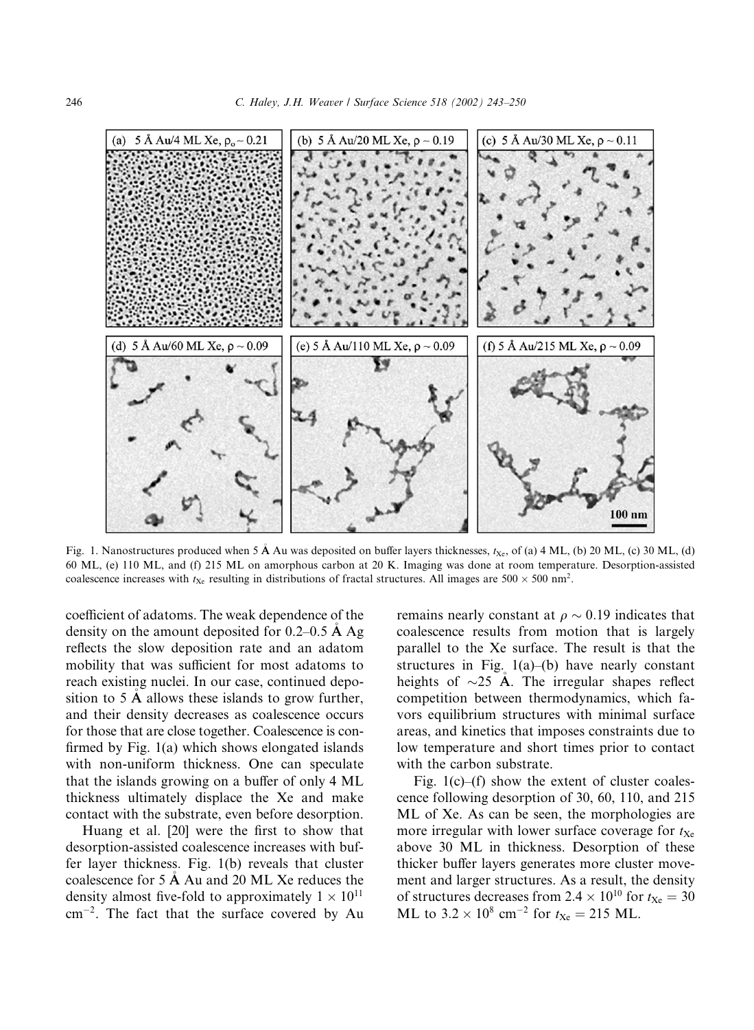Fig. 1. Nanostructures produced when 5 Å Au was deposited on buffer layers thicknesses, $t_{Xe}$, of (a) 4 ML, (b) 20 ML, (c) 30 ML, (d) 60 ML, (e) 110 ML, and (f) 215 ML on amorphous carbon at 20 K. Imaging was done at room temperature. Desorption-assisted coalescence increases with $t_{Xe}$ resulting in distributions of fractal structures. All images are $500 \times 500$ nm$^2$.

coefficient of adatoms. The weak dependence of the density on the amount deposited for 0.2–0.5 Å Ag reflects the slow deposition rate and an adatom mobility that was sufficient for most adatoms to reach existing nuclei. In our case, continued deposition to 5 Å allows these islands to grow further, and their density decreases as coalescence occurs for those that are close together. Coalescence is confirmed by Fig. 1(a) which shows elongated islands with non-uniform thickness. One can speculate that the islands growing on a buffer of only 4 ML thickness ultimately displace the Xe and make contact with the substrate, even before desorption.

Huang et al. [20] were the first to show that desorption-assisted coalescence increases with buffer layer thickness. Fig. 1(b) reveals that cluster coalescence for 5 Å Au and 20 ML Xe reduces the density almost five-fold to approximately $1 \times 10^{11}$ cm$^{-2}$. The fact that the surface covered by Au remains nearly constant at $\rho \sim 0.19$ indicates that coalescence results from motion that is largely parallel to the Xe surface. The result is that the structures in Fig. 1(a)–(b) have nearly constant heights of $\sim$25 Å. The irregular shapes reflect competition between thermodynamics, which favors equilibrium structures with minimal surface areas, and kinetics that imposes constraints due to low temperature and short times prior to contact with the carbon substrate.

Fig. 1(c)–(f) show the extent of cluster coalescence following desorption of 30, 60, 110, and 215 ML of Xe. As can be seen, the morphologies are more irregular with lower surface coverage for $t_{Xe}$ above 30 ML in thickness. Desorption of these thicker buffer layers generates more cluster movement and larger structures. As a result, the density of structures decreases from $2.4 \times 10^{10}$ for $t_{Xe} = 30$ ML to $3.2 \times 10^{8}$ cm$^{-2}$ for $t_{Xe} = 215$ ML.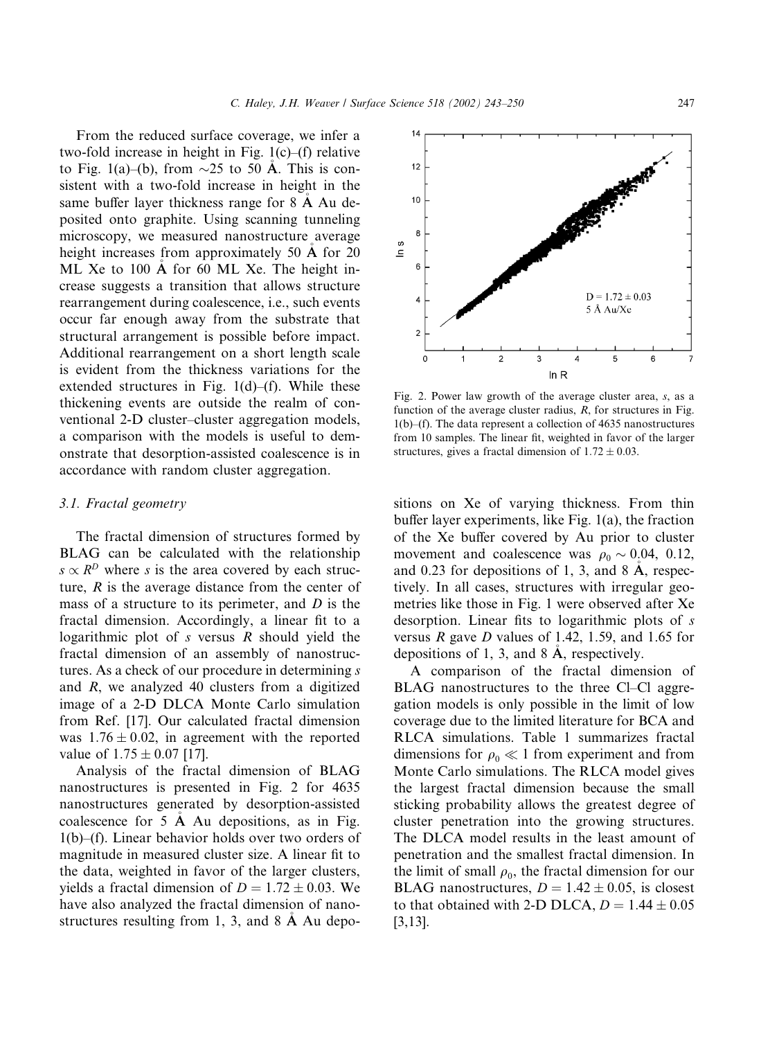From the reduced surface coverage, we infer a two-fold increase in height in Fig. 1(c)–(f) relative to Fig. 1(a)–(b), from ~25 to 50 Å. This is consistent with a two-fold increase in height in the same buffer layer thickness range for 8 Å Au deposited onto graphite. Using scanning tunneling microscopy, we measured nanostructure average height increases from approximately 50 Å for 20 ML Xe to 100 Å for 60 ML Xe. The height increase suggests a transition that allows structure rearrangement during coalescence, i.e., such events occur far enough away from the substrate that structural arrangement is possible before impact. Additional rearrangement on a short length scale is evident from the thickness variations for the extended structures in Fig. 1(d)–(f). While these thickening events are outside the realm of conventional 2-D cluster–cluster aggregation models, a comparison with the models is useful to demonstrate that desorption-assisted coalescence is in accordance with random cluster aggregation.

### 3.1. Fractal geometry

The fractal dimension of structures formed by BLAG can be calculated with the relationship $s \propto R^D$ where $s$ is the area covered by each structure, $R$ is the average distance from the center of mass of a structure to its perimeter, and $D$ is the fractal dimension. Accordingly, a linear fit to a logarithmic plot of $s$ versus $R$ should yield the fractal dimension of an assembly of nanostructures. As a check of our procedure in determining $s$ and $R$, we analyzed 40 clusters from a digitized image of a 2-D DLCA Monte Carlo simulation from Ref. [17]. Our calculated fractal dimension was $1.76 \pm 0.02$, in agreement with the reported value of $1.75 \pm 0.07$ [17].

Analysis of the fractal dimension of BLAG nanostructures is presented in Fig. 2 for 4635 nanostructures generated by desorption-assisted coalescence for 5 Å Au depositions, as in Fig. 1(b)–(f). Linear behavior holds over two orders of magnitude in measured cluster size. A linear fit to the data, weighted in favor of the larger clusters, yields a fractal dimension of $D = 1.72 \pm 0.03$. We have also analyzed the fractal dimension of nanostructures resulting from 1, 3, and 8 Å Au depositions on Xe of varying thickness. From thin buffer layer experiments, like Fig. 1(a), the fraction of the Xe buffer covered by Au prior to cluster movement and coalescence was $\rho_0 \sim 0.04$, 0.12, and 0.23 for depositions of 1, 3, and 8 Å, respectively. In all cases, structures with irregular geometries like those in Fig. 1 were observed after Xe desorption. Linear fits to logarithmic plots of $s$ versus $R$ gave $D$ values of 1.42, 1.59, and 1.65 for depositions of 1, 3, and 8 Å, respectively.

Fig. 2. Power law growth of the average cluster area, $s$, as a function of the average cluster radius, $R$, for structures in Fig. 1(b)–(f). The data represent a collection of 4635 nanostructures from 10 samples. The linear fit, weighted in favor of the larger structures, gives a fractal dimension of $1.72 \pm 0.03$.

A comparison of the fractal dimension of BLAG nanostructures to the three Cl–Cl aggregation models is only possible in the limit of low coverage due to the limited literature for BCA and RLCA simulations. Table 1 summarizes fractal dimensions for $\rho_0 \ll 1$ from experiment and from Monte Carlo simulations. The RLCA model gives the largest fractal dimension because the small sticking probability allows the greatest degree of cluster penetration into the growing structures. The DLCA model results in the least amount of penetration and the smallest fractal dimension. In the limit of small $\rho_0$, the fractal dimension for our BLAG nanostructures, $D = 1.42 \pm 0.05$, is closest to that obtained with 2-D DLCA, $D = 1.44 \pm 0.05$ [3,13].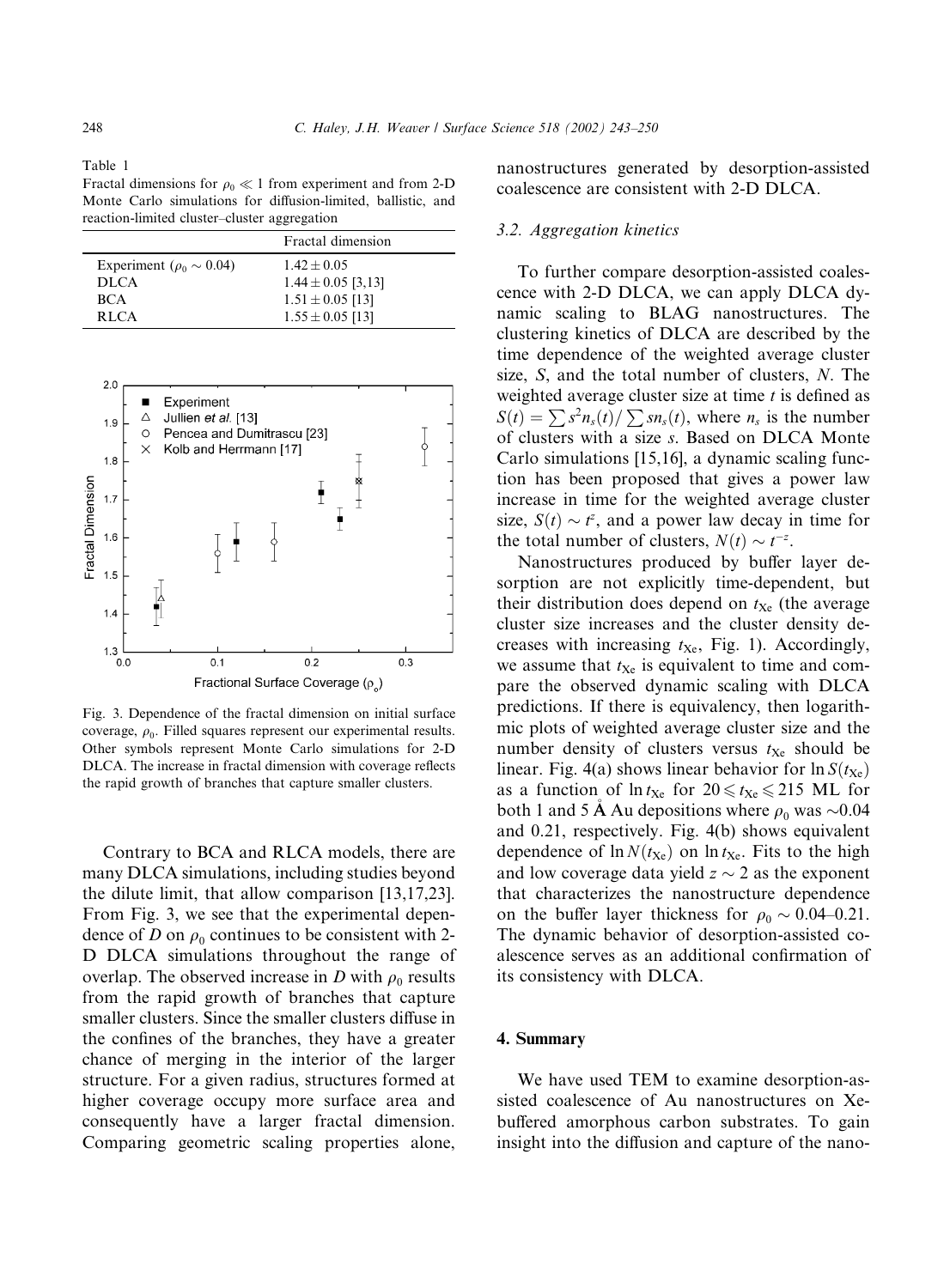Table 1
Fractal dimensions for $\rho_0 \ll 1$ from experiment and from 2-D Monte Carlo simulations for diffusion-limited, ballistic, and reaction-limited cluster–cluster aggregation

| | Fractal dimension |
|---|---|
| Experiment ($\rho_0 \sim 0.04$) | $1.42 \pm 0.05$ |
| DLCA | $1.44 \pm 0.05$ [3,13] |
| BCA | $1.51 \pm 0.05$ [13] |
| RLCA | $1.55 \pm 0.05$ [13] |

Fig. 3. Dependence of the fractal dimension on initial surface coverage, $\rho_0$. Filled squares represent our experimental results. Other symbols represent Monte Carlo simulations for 2-D DLCA. The increase in fractal dimension with coverage reflects the rapid growth of branches that capture smaller clusters.

Contrary to BCA and RLCA models, there are many DLCA simulations, including studies beyond the dilute limit, that allow comparison [13,17,23]. From Fig. 3, we see that the experimental dependence of $D$ on $\rho_0$ continues to be consistent with 2-D DLCA simulations throughout the range of overlap. The observed increase in $D$ with $\rho_0$ results from the rapid growth of branches that capture smaller clusters. Since the smaller clusters diffuse in the confines of the branches, they have a greater chance of merging in the interior of the larger structure. For a given radius, structures formed at higher coverage occupy more surface area and consequently have a larger fractal dimension. Comparing geometric scaling properties alone, nanostructures generated by desorption-assisted coalescence are consistent with 2-D DLCA.

### 3.2. Aggregation kinetics

To further compare desorption-assisted coalescence with 2-D DLCA, we can apply DLCA dynamic scaling to BLAG nanostructures. The clustering kinetics of DLCA are described by the time dependence of the weighted average cluster size, $S$, and the total number of clusters, $N$. The weighted average cluster size at time $t$ is defined as $S(t) = \sum s^2 n_s(t) / \sum s n_s(t)$, where $n_s$ is the number of clusters with a size $s$. Based on DLCA Monte Carlo simulations [15,16], a dynamic scaling function has been proposed that gives a power law increase in time for the weighted average cluster size, $S(t) \sim t^z$, and a power law decay in time for the total number of clusters, $N(t) \sim t^{-z}$.

Nanostructures produced by buffer layer desorption are not explicitly time-dependent, but their distribution does depend on $t_{Xe}$ (the average cluster size increases and the cluster density decreases with increasing $t_{Xe}$, Fig. 1). Accordingly, we assume that $t_{Xe}$ is equivalent to time and compare the observed dynamic scaling with DLCA predictions. If there is equivalency, then logarithmic plots of weighted average cluster size and the number density of clusters versus $t_{Xe}$ should be linear. Fig. 4(a) shows linear behavior for $\ln S(t_{Xe})$ as a function of $\ln t_{Xe}$ for $20 \leqslant t_{Xe} \leqslant 215$ ML for both 1 and 5 Å Au depositions where $\rho_0$ was $\sim$0.04 and 0.21, respectively. Fig. 4(b) shows equivalent dependence of $\ln N(t_{Xe})$ on $\ln t_{Xe}$. Fits to the high and low coverage data yield $z \sim 2$ as the exponent that characterizes the nanostructure dependence on the buffer layer thickness for $\rho_0 \sim 0.04$–$0.21$. The dynamic behavior of desorption-assisted coalescence serves as an additional confirmation of its consistency with DLCA.

## 4. Summary

We have used TEM to examine desorption-assisted coalescence of Au nanostructures on Xe-buffered amorphous carbon substrates. To gain insight into the diffusion and capture of the nano-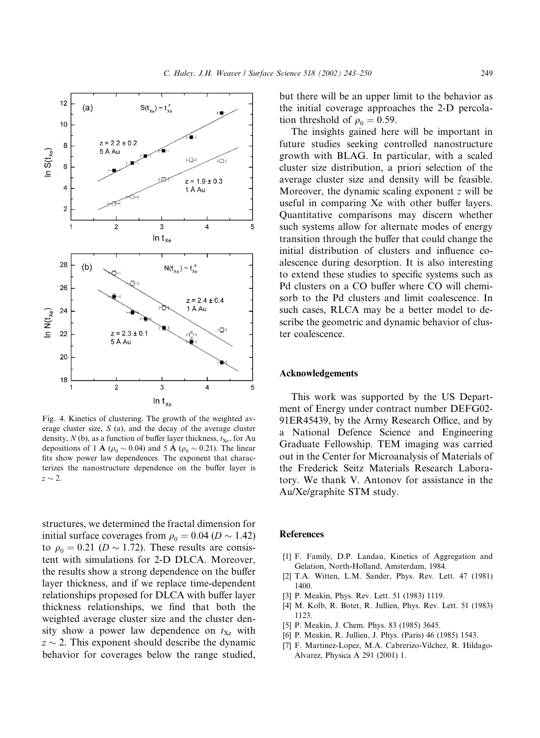Fig. 4. Kinetics of clustering. The growth of the weighted average cluster size, $S$ (a), and the decay of the average cluster density, $N$ (b), as a function of buffer layer thickness, $t_{Xe}$, for Au depositions of 1 Å ($\rho_0 \sim 0.04$) and 5 Å ($\rho_0 \sim 0.21$). The linear fits show power law dependences. The exponent that characterizes the nanostructure dependence on the buffer layer is $z \sim 2$.

structures, we determined the fractal dimension for initial surface coverages from $\rho_0 = 0.04$ ($D \sim 1.42$) to $\rho_0 = 0.21$ ($D \sim 1.72$). These results are consistent with simulations for 2-D DLCA. Moreover, the results show a strong dependence on the buffer layer thickness, and if we replace time-dependent relationships proposed for DLCA with buffer layer thickness relationships, we find that both the weighted average cluster size and the cluster density show a power law dependence on $t_{Xe}$ with $z \sim 2$. This exponent should describe the dynamic behavior for coverages below the range studied, but there will be an upper limit to the behavior as the initial coverage approaches the 2-D percolation threshold of $\rho_0 = 0.59$.

The insights gained here will be important in future studies seeking controlled nanostructure growth with BLAG. In particular, with a scaled cluster size distribution, a priori selection of the average cluster size and density will be feasible. Moreover, the dynamic scaling exponent $z$ will be useful in comparing Xe with other buffer layers. Quantitative comparisons may discern whether such systems allow for alternate modes of energy transition through the buffer that could change the initial distribution of clusters and influence coalescence during desorption. It is also interesting to extend these studies to specific systems such as Pd clusters on a CO buffer where CO will chemisorb to the Pd clusters and limit coalescence. In such cases, RLCA may be a better model to describe the geometric and dynamic behavior of cluster coalescence.

## Acknowledgements

This work was supported by the US Department of Energy under contract number DEFG02-91ER45439, by the Army Research Office, and by a National Defence Science and Engineering Graduate Fellowship. TEM imaging was carried out in the Center for Microanalysis of Materials of the Frederick Seitz Materials Research Laboratory. We thank V. Antonov for assistance in the Au/Xe/graphite STM study.

## References

[1] F. Family, D.P. Landau, Kinetics of Aggregation and Gelation, North-Holland, Amsterdam, 1984.

[2] T.A. Witten, L.M. Sander, Phys. Rev. Lett. 47 (1981) 1400.

[3] P. Meakin, Phys. Rev. Lett. 51 (1983) 1119.

[4] M. Kolb, R. Botet, R. Jullien, Phys. Rev. Lett. 51 (1983) 1123.

[5] P. Meakin, J. Chem. Phys. 83 (1985) 3645.

[6] P. Meakin, R. Jullien, J. Phys. (Paris) 46 (1985) 1543.

[7] F. Martinez-Lopez, M.A. Cabrerizo-Vilchez, R. Hildago-Alvarez, Physica A 291 (2001) 1.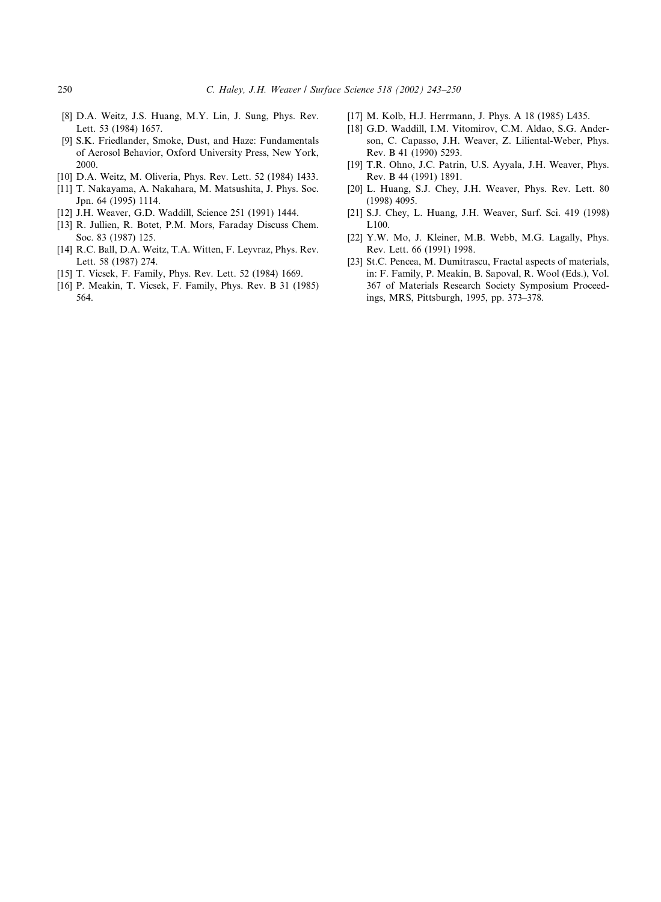[8] D.A. Weitz, J.S. Huang, M.Y. Lin, J. Sung, Phys. Rev. Lett. 53 (1984) 1657.

[9] S.K. Friedlander, Smoke, Dust, and Haze: Fundamentals of Aerosol Behavior, Oxford University Press, New York, 2000.

[10] D.A. Weitz, M. Oliveria, Phys. Rev. Lett. 52 (1984) 1433.

[11] T. Nakayama, A. Nakahara, M. Matsushita, J. Phys. Soc. Jpn. 64 (1995) 1114.

[12] J.H. Weaver, G.D. Waddill, Science 251 (1991) 1444.

[13] R. Jullien, R. Botet, P.M. Mors, Faraday Discuss Chem. Soc. 83 (1987) 125.

[14] R.C. Ball, D.A. Weitz, T.A. Witten, F. Leyvraz, Phys. Rev. Lett. 58 (1987) 274.

[15] T. Vicsek, F. Family, Phys. Rev. Lett. 52 (1984) 1669.

[16] P. Meakin, T. Vicsek, F. Family, Phys. Rev. B 31 (1985) 564.

[17] M. Kolb, H.J. Herrmann, J. Phys. A 18 (1985) L435.

[18] G.D. Waddill, I.M. Vitomirov, C.M. Aldao, S.G. Anderson, C. Capasso, J.H. Weaver, Z. Liliental-Weber, Phys. Rev. B 41 (1990) 5293.

[19] T.R. Ohno, J.C. Patrin, U.S. Ayyala, J.H. Weaver, Phys. Rev. B 44 (1991) 1891.

[20] L. Huang, S.J. Chey, J.H. Weaver, Phys. Rev. Lett. 80 (1998) 4095.

[21] S.J. Chey, L. Huang, J.H. Weaver, Surf. Sci. 419 (1998) L100.

[22] Y.W. Mo, J. Kleiner, M.B. Webb, M.G. Lagally, Phys. Rev. Lett. 66 (1991) 1998.

[23] St.C. Pencea, M. Dumitrascu, Fractal aspects of materials, in: F. Family, P. Meakin, B. Sapoval, R. Wool (Eds.), Vol. 367 of Materials Research Society Symposium Proceedings, MRS, Pittsburgh, 1995, pp. 373–378.